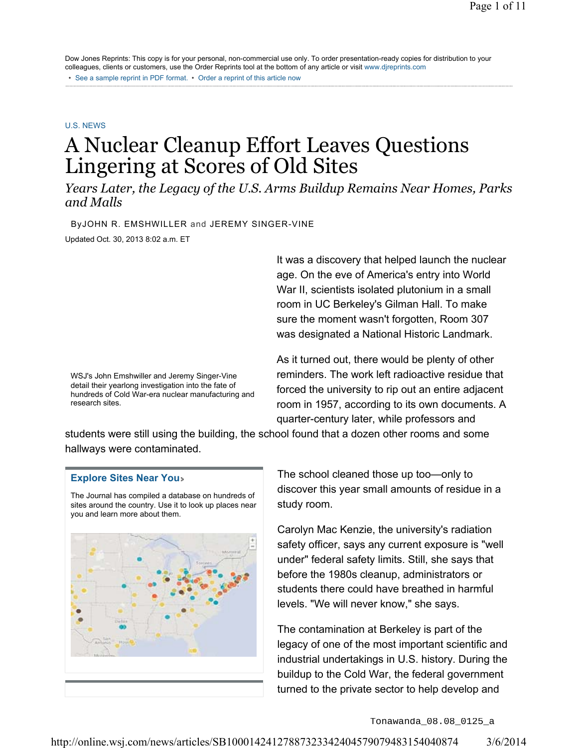Dow Jones Reprints: This copy is for your personal, non-commercial use only. To order presentation-ready copies for distribution to your colleagues, clients or customers, use the Order Reprints tool at the bottom of any article or visit www.djreprints.com

- See a sample reprint in PDF format. • Order a reprint of this article now

U.S. NEWS

# A Nuclear Cleanup Effort Leaves Questions Lingering at Scores of Old Sites

*Years Later, the Legacy of the U.S. Arms Buildup Remains Near Homes, Parks and Malls*

By JOHN R. EMSHWILLER and JEREMY SINGER-VINE

Updated Oct. 30, 2013 8:02 a.m. ET

WSJ's John Emshwiller and Jeremy Singer-Vine detail their yearlong investigation into the fate of hundreds of Cold War-era nuclear manufacturing and research sites.

It was a discovery that helped launch the nuclear age. On the eve of America's entry into World War II, scientists isolated plutonium in a small room in UC Berkeley's Gilman Hall. To make sure the moment wasn't forgotten, Room 307 was designated a National Historic Landmark.

As it turned out, there would be plenty of other reminders. The work left radioactive residue that forced the university to rip out an entire adjacent room in 1957, according to its own documents. A quarter-century later, while professors and students were still using the building, the school found that a dozen other rooms and some hallways were contaminated.

**Explore Sites Near You**

The Journal has compiled a database on hundreds of sites around the country. Use it to look up places near you and learn more about them.

The school cleaned those up too—only to discover this year small amounts of residue in a study room.

Carolyn Mac Kenzie, the university's radiation safety officer, says any current exposure is "well under" federal safety limits. Still, she says that before the 1980s cleanup, administrators or students there could have breathed in harmful levels. "We will never know," she says.

The contamination at Berkeley is part of the legacy of one of the most important scientific and industrial undertakings in U.S. history. During the buildup to the Cold War, the federal government turned to the private sector to help develop and

Tonawanda_08.08_0125_a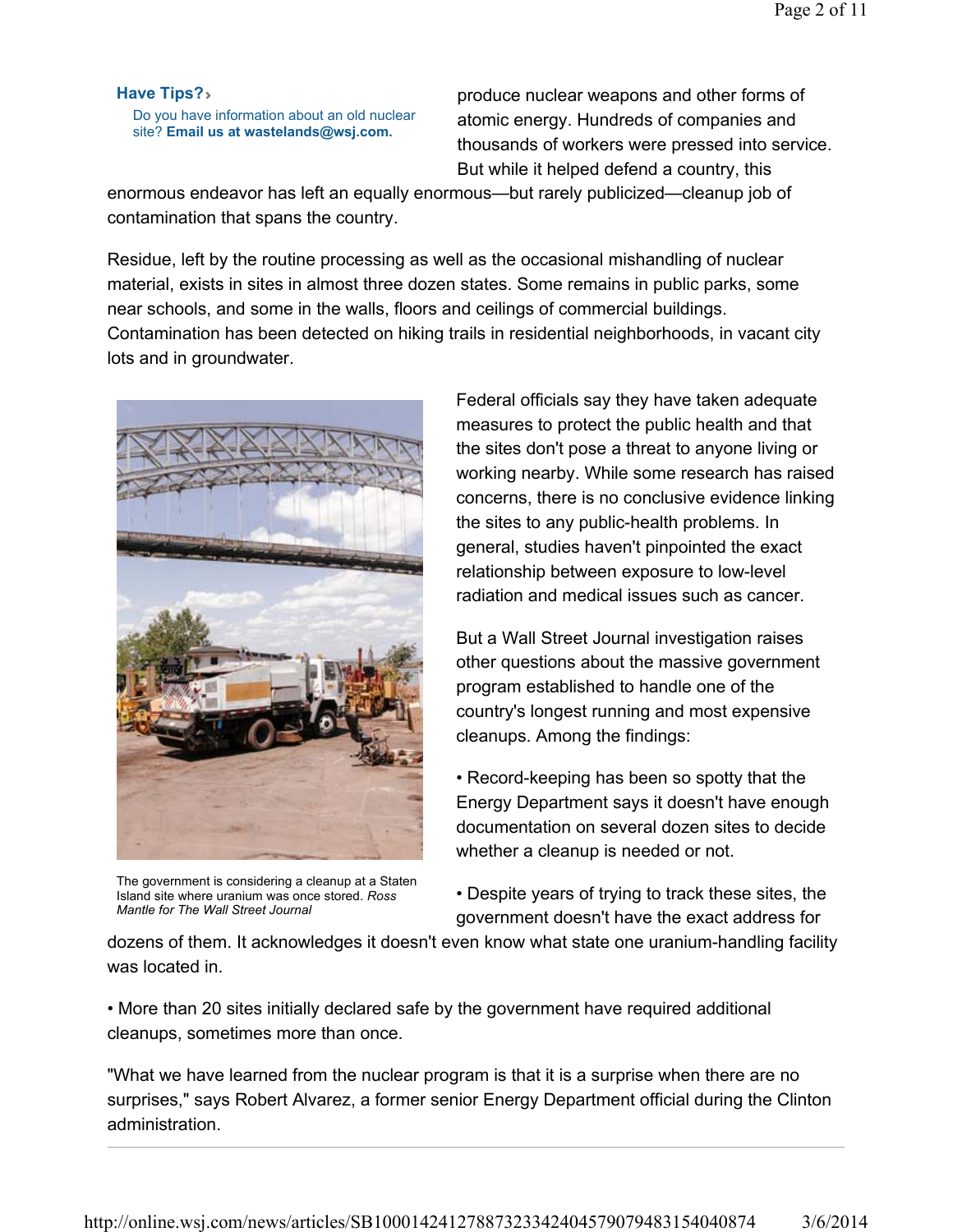**Have Tips?›**

Do you have information about an old nuclear site? **Email us at wastelands@wsj.com.**

produce nuclear weapons and other forms of atomic energy. Hundreds of companies and thousands of workers were pressed into service. But while it helped defend a country, this enormous endeavor has left an equally enormous—but rarely publicized—cleanup job of contamination that spans the country.

Residue, left by the routine processing as well as the occasional mishandling of nuclear material, exists in sites in almost three dozen states. Some remains in public parks, some near schools, and some in the walls, floors and ceilings of commercial buildings. Contamination has been detected on hiking trails in residential neighborhoods, in vacant city lots and in groundwater.

The government is considering a cleanup at a Staten Island site where uranium was once stored. *Ross Mantle for The Wall Street Journal*

Federal officials say they have taken adequate measures to protect the public health and that the sites don't pose a threat to anyone living or working nearby. While some research has raised concerns, there is no conclusive evidence linking the sites to any public-health problems. In general, studies haven't pinpointed the exact relationship between exposure to low-level radiation and medical issues such as cancer.

But a Wall Street Journal investigation raises other questions about the massive government program established to handle one of the country's longest running and most expensive cleanups. Among the findings:

• Record-keeping has been so spotty that the Energy Department says it doesn't have enough documentation on several dozen sites to decide whether a cleanup is needed or not.

• Despite years of trying to track these sites, the government doesn't have the exact address for dozens of them. It acknowledges it doesn't even know what state one uranium-handling facility was located in.

• More than 20 sites initially declared safe by the government have required additional cleanups, sometimes more than once.

"What we have learned from the nuclear program is that it is a surprise when there are no surprises," says Robert Alvarez, a former senior Energy Department official during the Clinton administration.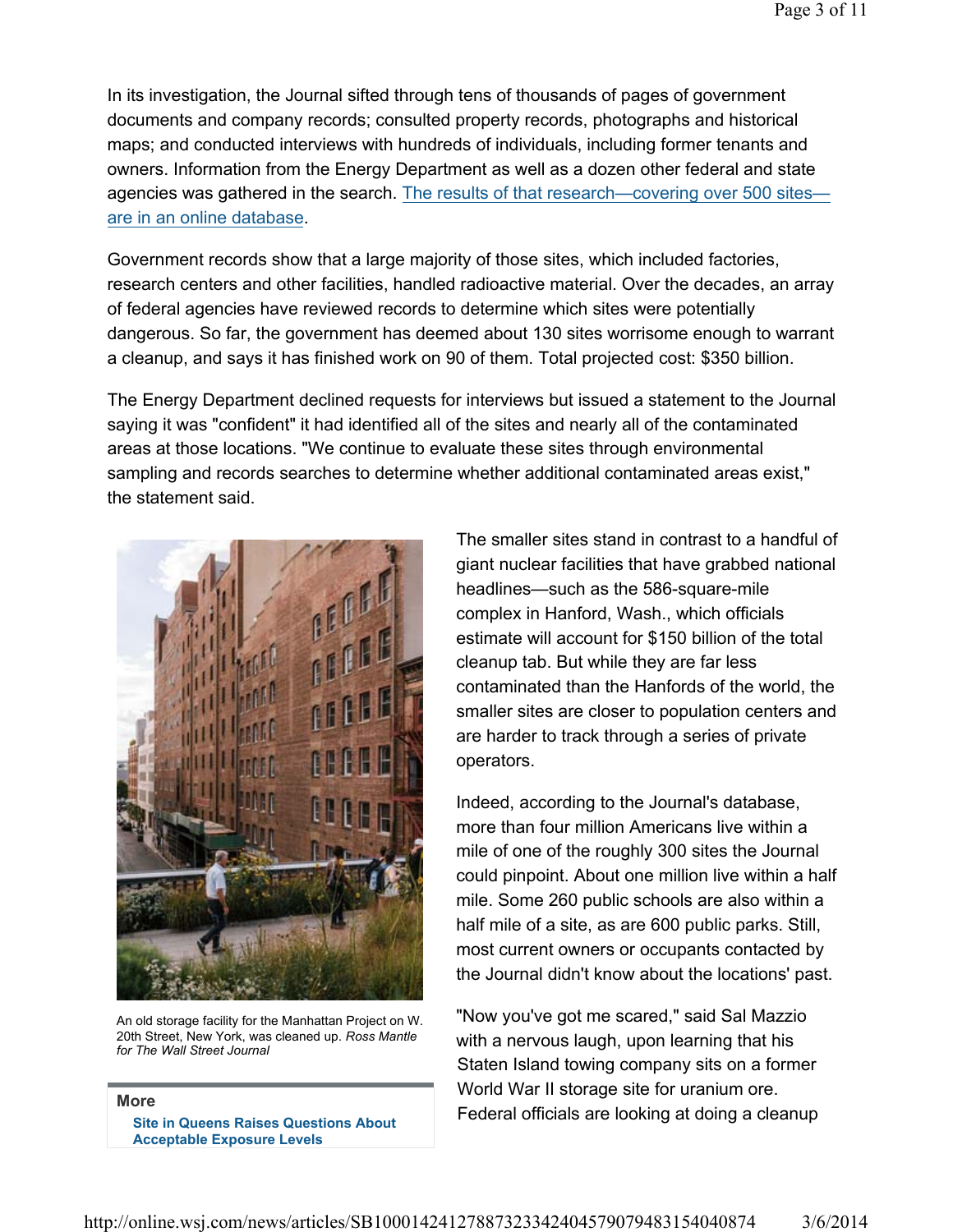In its investigation, the Journal sifted through tens of thousands of pages of government documents and company records; consulted property records, photographs and historical maps; and conducted interviews with hundreds of individuals, including former tenants and owners. Information from the Energy Department as well as a dozen other federal and state agencies was gathered in the search. The results of that research—covering over 500 sites—are in an online database.

Government records show that a large majority of those sites, which included factories, research centers and other facilities, handled radioactive material. Over the decades, an array of federal agencies have reviewed records to determine which sites were potentially dangerous. So far, the government has deemed about 130 sites worrisome enough to warrant a cleanup, and says it has finished work on 90 of them. Total projected cost: $350 billion.

The Energy Department declined requests for interviews but issued a statement to the Journal saying it was "confident" it had identified all of the sites and nearly all of the contaminated areas at those locations. "We continue to evaluate these sites through environmental sampling and records searches to determine whether additional contaminated areas exist," the statement said.

An old storage facility for the Manhattan Project on W. 20th Street, New York, was cleaned up. *Ross Mantle for The Wall Street Journal*

**More**

**Site in Queens Raises Questions About Acceptable Exposure Levels**

The smaller sites stand in contrast to a handful of giant nuclear facilities that have grabbed national headlines—such as the 586-square-mile complex in Hanford, Wash., which officials estimate will account for $150 billion of the total cleanup tab. But while they are far less contaminated than the Hanfords of the world, the smaller sites are closer to population centers and are harder to track through a series of private operators.

Indeed, according to the Journal's database, more than four million Americans live within a mile of one of the roughly 300 sites the Journal could pinpoint. About one million live within a half mile. Some 260 public schools are also within a half mile of a site, as are 600 public parks. Still, most current owners or occupants contacted by the Journal didn't know about the locations' past.

"Now you've got me scared," said Sal Mazzio with a nervous laugh, upon learning that his Staten Island towing company sits on a former World War II storage site for uranium ore. Federal officials are looking at doing a cleanup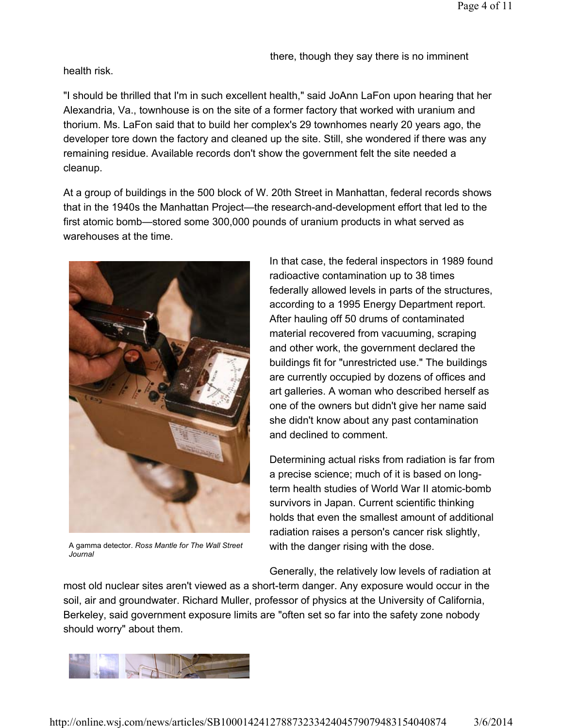there, though they say there is no imminent health risk.

"I should be thrilled that I'm in such excellent health," said JoAnn LaFon upon hearing that her Alexandria, Va., townhouse is on the site of a former factory that worked with uranium and thorium. Ms. LaFon said that to build her complex's 29 townhomes nearly 20 years ago, the developer tore down the factory and cleaned up the site. Still, she wondered if there was any remaining residue. Available records don't show the government felt the site needed a cleanup.

At a group of buildings in the 500 block of W. 20th Street in Manhattan, federal records shows that in the 1940s the Manhattan Project—the research-and-development effort that led to the first atomic bomb—stored some 300,000 pounds of uranium products in what served as warehouses at the time.

A gamma detector. *Ross Mantle for The Wall Street Journal*

In that case, the federal inspectors in 1989 found radioactive contamination up to 38 times federally allowed levels in parts of the structures, according to a 1995 Energy Department report. After hauling off 50 drums of contaminated material recovered from vacuuming, scraping and other work, the government declared the buildings fit for "unrestricted use." The buildings are currently occupied by dozens of offices and art galleries. A woman who described herself as one of the owners but didn't give her name said she didn't know about any past contamination and declined to comment.

Determining actual risks from radiation is far from a precise science; much of it is based on long-term health studies of World War II atomic-bomb survivors in Japan. Current scientific thinking holds that even the smallest amount of additional radiation raises a person's cancer risk slightly, with the danger rising with the dose.

Generally, the relatively low levels of radiation at most old nuclear sites aren't viewed as a short-term danger. Any exposure would occur in the soil, air and groundwater. Richard Muller, professor of physics at the University of California, Berkeley, said government exposure limits are "often set so far into the safety zone nobody should worry" about them.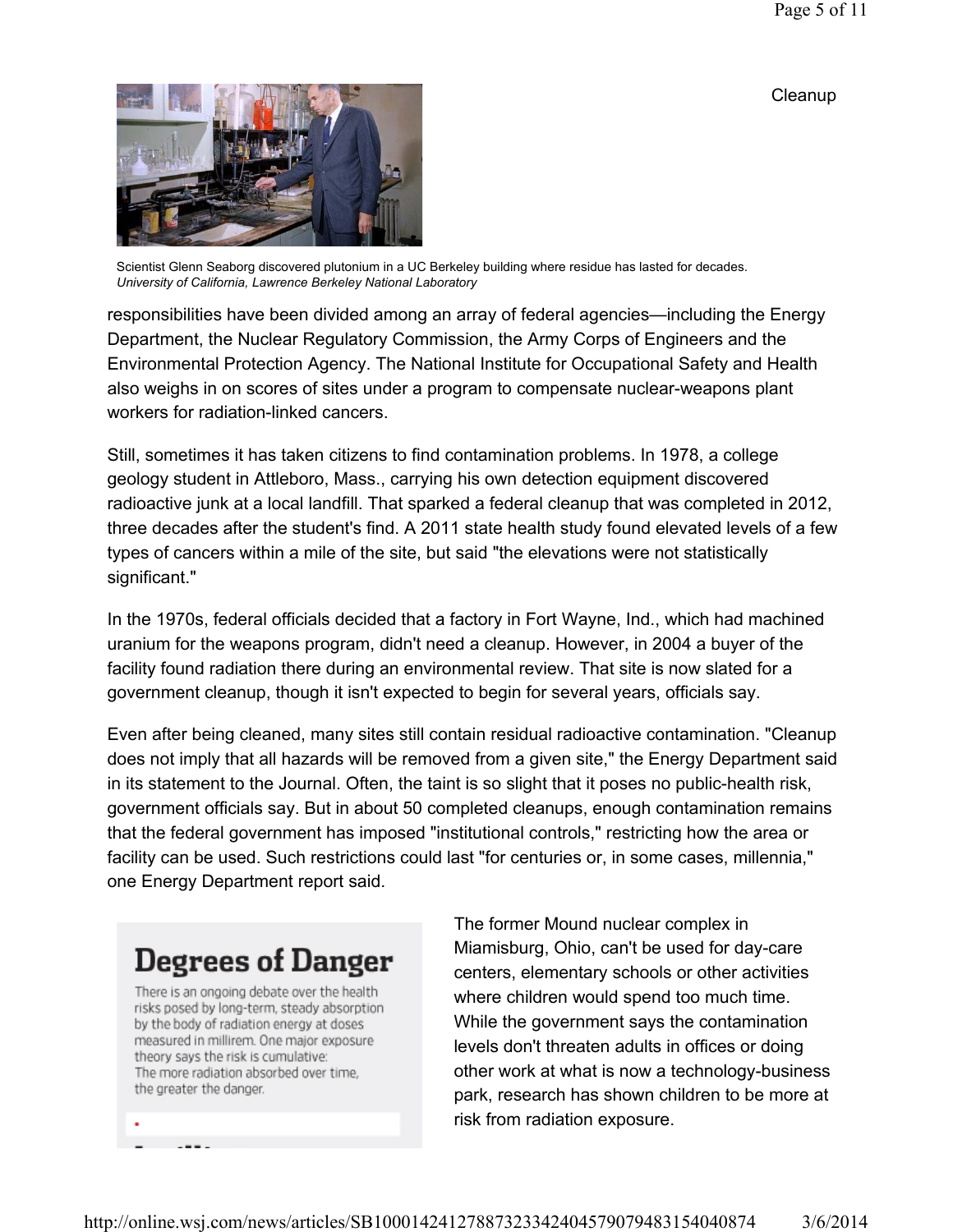Cleanup

Scientist Glenn Seaborg discovered plutonium in a UC Berkeley building where residue has lasted for decades.
*University of California, Lawrence Berkeley National Laboratory*

responsibilities have been divided among an array of federal agencies—including the Energy Department, the Nuclear Regulatory Commission, the Army Corps of Engineers and the Environmental Protection Agency. The National Institute for Occupational Safety and Health also weighs in on scores of sites under a program to compensate nuclear-weapons plant workers for radiation-linked cancers.

Still, sometimes it has taken citizens to find contamination problems. In 1978, a college geology student in Attleboro, Mass., carrying his own detection equipment discovered radioactive junk at a local landfill. That sparked a federal cleanup that was completed in 2012, three decades after the student's find. A 2011 state health study found elevated levels of a few types of cancers within a mile of the site, but said "the elevations were not statistically significant."

In the 1970s, federal officials decided that a factory in Fort Wayne, Ind., which had machined uranium for the weapons program, didn't need a cleanup. However, in 2004 a buyer of the facility found radiation there during an environmental review. That site is now slated for a government cleanup, though it isn't expected to begin for several years, officials say.

Even after being cleaned, many sites still contain residual radioactive contamination. "Cleanup does not imply that all hazards will be removed from a given site," the Energy Department said in its statement to the Journal. Often, the taint is so slight that it poses no public-health risk, government officials say. But in about 50 completed cleanups, enough contamination remains that the federal government has imposed "institutional controls," restricting how the area or facility can be used. Such restrictions could last "for centuries or, in some cases, millennia," one Energy Department report said.

## Degrees of Danger

There is an ongoing debate over the health risks posed by long-term, steady absorption by the body of radiation energy at doses measured in millirem. One major exposure theory says the risk is cumulative: The more radiation absorbed over time, the greater the danger.

The former Mound nuclear complex in Miamisburg, Ohio, can't be used for day-care centers, elementary schools or other activities where children would spend too much time. While the government says the contamination levels don't threaten adults in offices or doing other work at what is now a technology-business park, research has shown children to be more at risk from radiation exposure.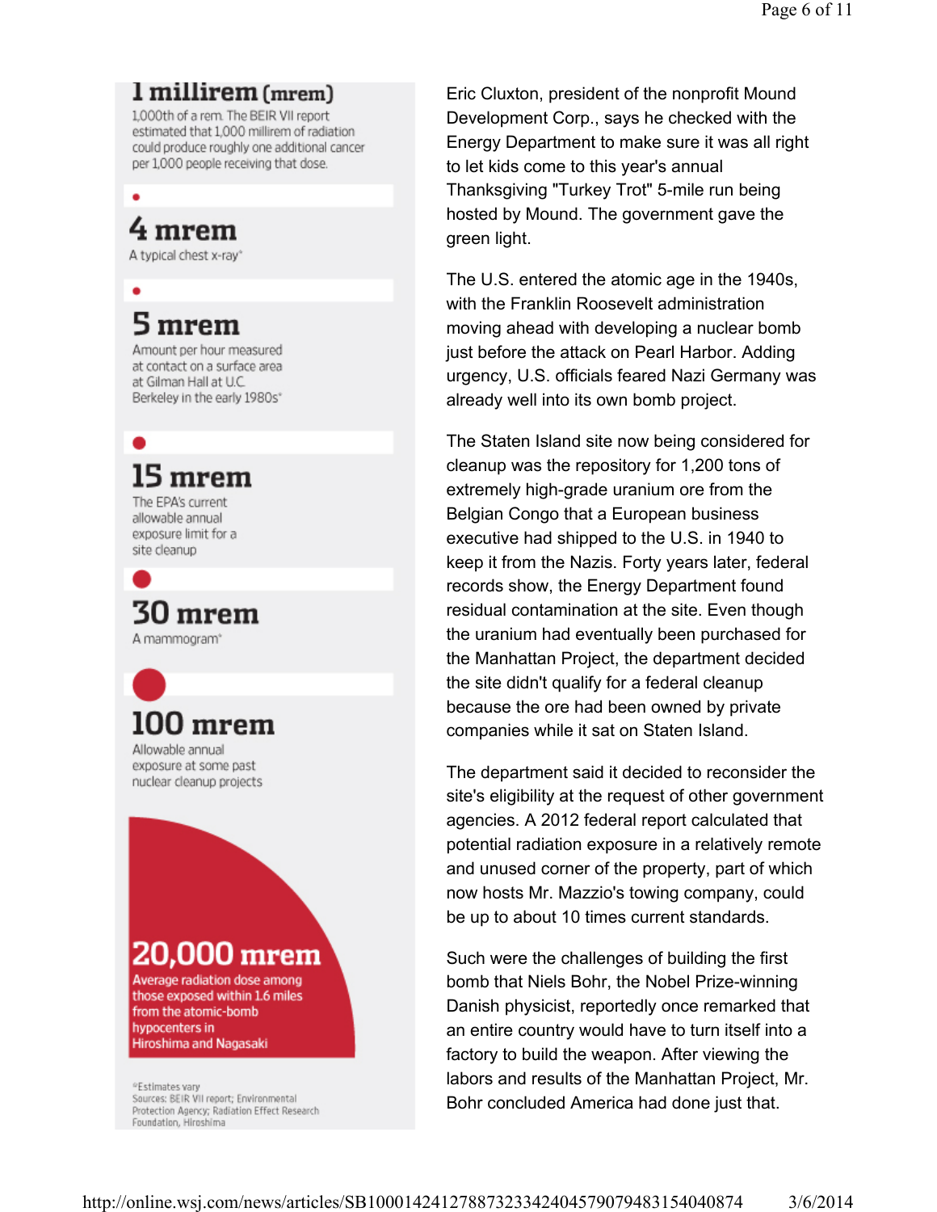**1 millirem (mrem)**
1,000th of a rem. The BEIR VII report estimated that 1,000 millirem of radiation could produce roughly one additional cancer per 1,000 people receiving that dose.

**4 mrem**
A typical chest x-ray*

**5 mrem**
Amount per hour measured at contact on a surface area at Gilman Hall at U.C. Berkeley in the early 1980s*

**15 mrem**
The EPA's current allowable annual exposure limit for a site cleanup

**30 mrem**
A mammogram*

**100 mrem**
Allowable annual exposure at some past nuclear cleanup projects

**20,000 mrem**
Average radiation dose among those exposed within 1.6 miles from the atomic-bomb hypocenters in Hiroshima and Nagasaki

*Estimates vary
Sources: BEIR VII report; Environmental Protection Agency; Radiation Effect Research Foundation, Hiroshima

Eric Cluxton, president of the nonprofit Mound Development Corp., says he checked with the Energy Department to make sure it was all right to let kids come to this year's annual Thanksgiving "Turkey Trot" 5-mile run being hosted by Mound. The government gave the green light.

The U.S. entered the atomic age in the 1940s, with the Franklin Roosevelt administration moving ahead with developing a nuclear bomb just before the attack on Pearl Harbor. Adding urgency, U.S. officials feared Nazi Germany was already well into its own bomb project.

The Staten Island site now being considered for cleanup was the repository for 1,200 tons of extremely high-grade uranium ore from the Belgian Congo that a European business executive had shipped to the U.S. in 1940 to keep it from the Nazis. Forty years later, federal records show, the Energy Department found residual contamination at the site. Even though the uranium had eventually been purchased for the Manhattan Project, the department decided the site didn't qualify for a federal cleanup because the ore had been owned by private companies while it sat on Staten Island.

The department said it decided to reconsider the site's eligibility at the request of other government agencies. A 2012 federal report calculated that potential radiation exposure in a relatively remote and unused corner of the property, part of which now hosts Mr. Mazzio's towing company, could be up to about 10 times current standards.

Such were the challenges of building the first bomb that Niels Bohr, the Nobel Prize-winning Danish physicist, reportedly once remarked that an entire country would have to turn itself into a factory to build the weapon. After viewing the labors and results of the Manhattan Project, Mr. Bohr concluded America had done just that.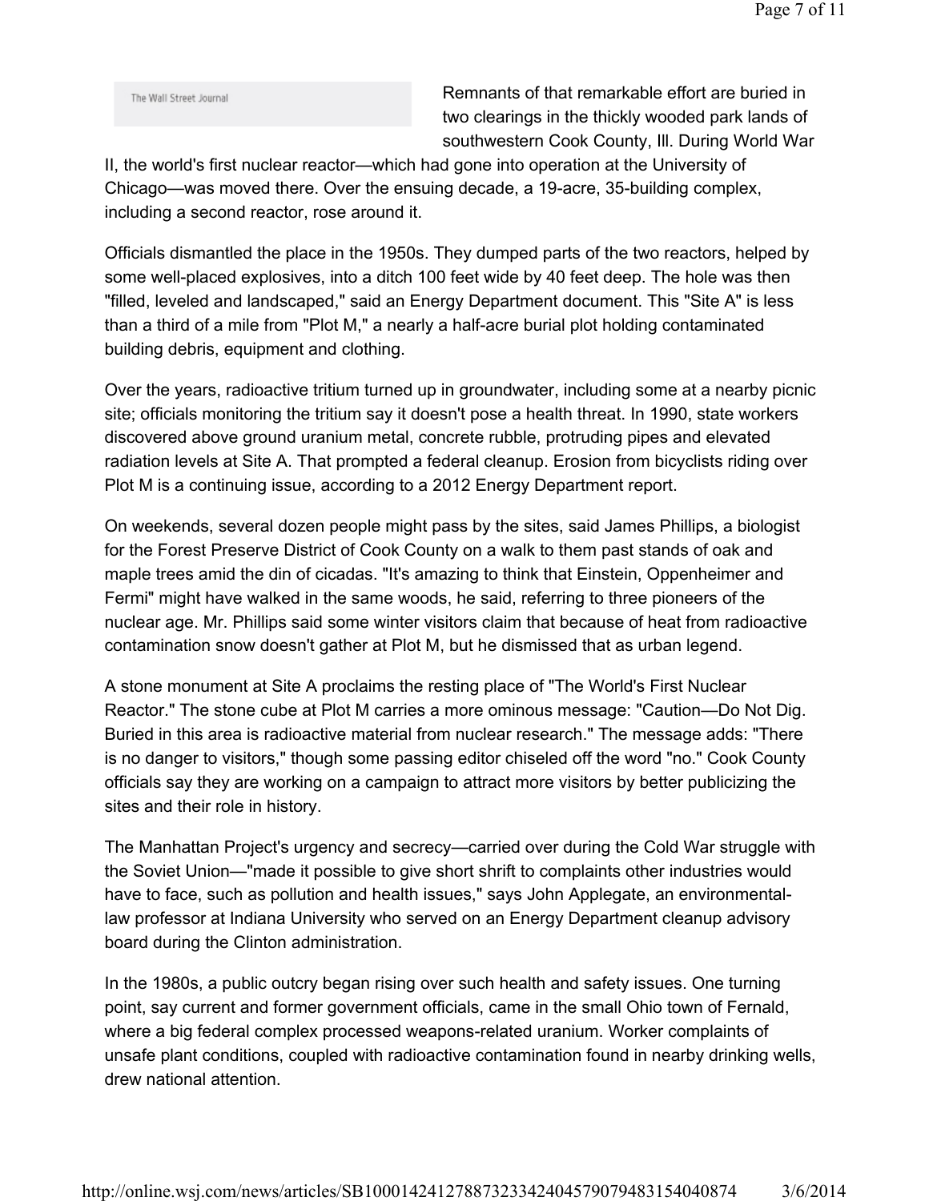The Wall Street Journal

Remnants of that remarkable effort are buried in two clearings in the thickly wooded park lands of southwestern Cook County, Ill. During World War II, the world's first nuclear reactor—which had gone into operation at the University of Chicago—was moved there. Over the ensuing decade, a 19-acre, 35-building complex, including a second reactor, rose around it.

Officials dismantled the place in the 1950s. They dumped parts of the two reactors, helped by some well-placed explosives, into a ditch 100 feet wide by 40 feet deep. The hole was then "filled, leveled and landscaped," said an Energy Department document. This "Site A" is less than a third of a mile from "Plot M," a nearly a half-acre burial plot holding contaminated building debris, equipment and clothing.

Over the years, radioactive tritium turned up in groundwater, including some at a nearby picnic site; officials monitoring the tritium say it doesn't pose a health threat. In 1990, state workers discovered above ground uranium metal, concrete rubble, protruding pipes and elevated radiation levels at Site A. That prompted a federal cleanup. Erosion from bicyclists riding over Plot M is a continuing issue, according to a 2012 Energy Department report.

On weekends, several dozen people might pass by the sites, said James Phillips, a biologist for the Forest Preserve District of Cook County on a walk to them past stands of oak and maple trees amid the din of cicadas. "It's amazing to think that Einstein, Oppenheimer and Fermi" might have walked in the same woods, he said, referring to three pioneers of the nuclear age. Mr. Phillips said some winter visitors claim that because of heat from radioactive contamination snow doesn't gather at Plot M, but he dismissed that as urban legend.

A stone monument at Site A proclaims the resting place of "The World's First Nuclear Reactor." The stone cube at Plot M carries a more ominous message: "Caution—Do Not Dig. Buried in this area is radioactive material from nuclear research." The message adds: "There is no danger to visitors," though some passing editor chiseled off the word "no." Cook County officials say they are working on a campaign to attract more visitors by better publicizing the sites and their role in history.

The Manhattan Project's urgency and secrecy—carried over during the Cold War struggle with the Soviet Union—"made it possible to give short shrift to complaints other industries would have to face, such as pollution and health issues," says John Applegate, an environmental-law professor at Indiana University who served on an Energy Department cleanup advisory board during the Clinton administration.

In the 1980s, a public outcry began rising over such health and safety issues. One turning point, say current and former government officials, came in the small Ohio town of Fernald, where a big federal complex processed weapons-related uranium. Worker complaints of unsafe plant conditions, coupled with radioactive contamination found in nearby drinking wells, drew national attention.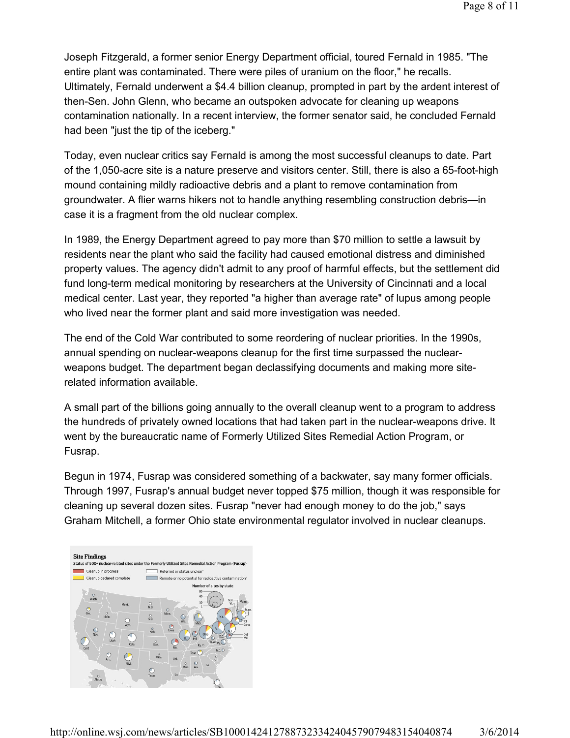Joseph Fitzgerald, a former senior Energy Department official, toured Fernald in 1985. "The entire plant was contaminated. There were piles of uranium on the floor," he recalls. Ultimately, Fernald underwent a $4.4 billion cleanup, prompted in part by the ardent interest of then-Sen. John Glenn, who became an outspoken advocate for cleaning up weapons contamination nationally. In a recent interview, the former senator said, he concluded Fernald had been "just the tip of the iceberg."

Today, even nuclear critics say Fernald is among the most successful cleanups to date. Part of the 1,050-acre site is a nature preserve and visitors center. Still, there is also a 65-foot-high mound containing mildly radioactive debris and a plant to remove contamination from groundwater. A flier warns hikers not to handle anything resembling construction debris—in case it is a fragment from the old nuclear complex.

In 1989, the Energy Department agreed to pay more than $70 million to settle a lawsuit by residents near the plant who said the facility had caused emotional distress and diminished property values. The agency didn't admit to any proof of harmful effects, but the settlement did fund long-term medical monitoring by researchers at the University of Cincinnati and a local medical center. Last year, they reported "a higher than average rate" of lupus among people who lived near the former plant and said more investigation was needed.

The end of the Cold War contributed to some reordering of nuclear priorities. In the 1990s, annual spending on nuclear-weapons cleanup for the first time surpassed the nuclear-weapons budget. The department began declassifying documents and making more site-related information available.

A small part of the billions going annually to the overall cleanup went to a program to address the hundreds of privately owned locations that had taken part in the nuclear-weapons drive. It went by the bureaucratic name of Formerly Utilized Sites Remedial Action Program, or Fusrap.

Begun in 1974, Fusrap was considered something of a backwater, say many former officials. Through 1997, Fusrap's annual budget never topped $75 million, though it was responsible for cleaning up several dozen sites. Fusrap "never had enough money to do the job," says Graham Mitchell, a former Ohio state environmental regulator involved in nuclear cleanups.

**Site Findings**

Status of 500+ nuclear-related sites under the Formerly Utilized Sites Remedial Action Program (Fusrap)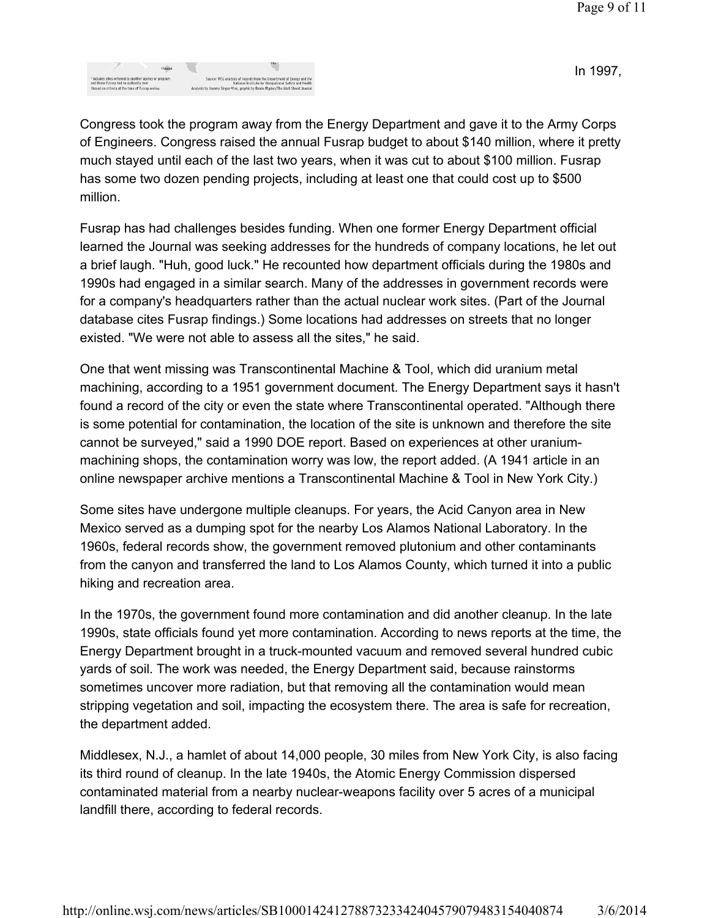\* Includes sites referred to another agency or program and those Fusrap had no authority over
† Based on criteria at the time of Fusrap review

Source: WSJ analysis of records from the Department of Energy and the National Institute for Occupational Safety and Health
Analysis by Jeremy Singer-Vine, graphic by Renée Rigdon/The Wall Street Journal

In 1997, Congress took the program away from the Energy Department and gave it to the Army Corps of Engineers. Congress raised the annual Fusrap budget to about $140 million, where it pretty much stayed until each of the last two years, when it was cut to about $100 million. Fusrap has some two dozen pending projects, including at least one that could cost up to $500 million.

Fusrap has had challenges besides funding. When one former Energy Department official learned the Journal was seeking addresses for the hundreds of company locations, he let out a brief laugh. "Huh, good luck." He recounted how department officials during the 1980s and 1990s had engaged in a similar search. Many of the addresses in government records were for a company's headquarters rather than the actual nuclear work sites. (Part of the Journal database cites Fusrap findings.) Some locations had addresses on streets that no longer existed. "We were not able to assess all the sites," he said.

One that went missing was Transcontinental Machine & Tool, which did uranium metal machining, according to a 1951 government document. The Energy Department says it hasn't found a record of the city or even the state where Transcontinental operated. "Although there is some potential for contamination, the location of the site is unknown and therefore the site cannot be surveyed," said a 1990 DOE report. Based on experiences at other uranium-machining shops, the contamination worry was low, the report added. (A 1941 article in an online newspaper archive mentions a Transcontinental Machine & Tool in New York City.)

Some sites have undergone multiple cleanups. For years, the Acid Canyon area in New Mexico served as a dumping spot for the nearby Los Alamos National Laboratory. In the 1960s, federal records show, the government removed plutonium and other contaminants from the canyon and transferred the land to Los Alamos County, which turned it into a public hiking and recreation area.

In the 1970s, the government found more contamination and did another cleanup. In the late 1990s, state officials found yet more contamination. According to news reports at the time, the Energy Department brought in a truck-mounted vacuum and removed several hundred cubic yards of soil. The work was needed, the Energy Department said, because rainstorms sometimes uncover more radiation, but that removing all the contamination would mean stripping vegetation and soil, impacting the ecosystem there. The area is safe for recreation, the department added.

Middlesex, N.J., a hamlet of about 14,000 people, 30 miles from New York City, is also facing its third round of cleanup. In the late 1940s, the Atomic Energy Commission dispersed contaminated material from a nearby nuclear-weapons facility over 5 acres of a municipal landfill there, according to federal records.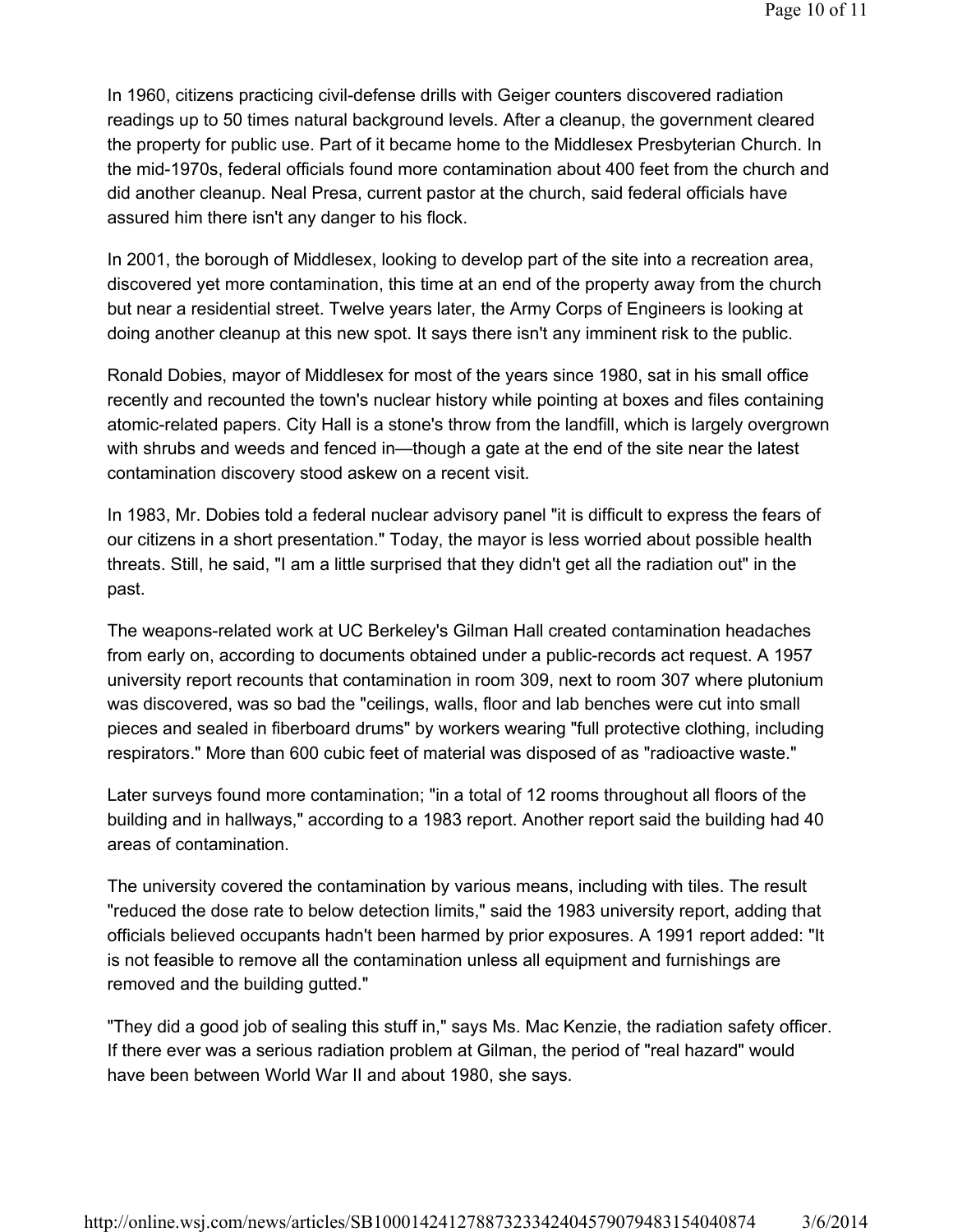In 1960, citizens practicing civil-defense drills with Geiger counters discovered radiation readings up to 50 times natural background levels. After a cleanup, the government cleared the property for public use. Part of it became home to the Middlesex Presbyterian Church. In the mid-1970s, federal officials found more contamination about 400 feet from the church and did another cleanup. Neal Presa, current pastor at the church, said federal officials have assured him there isn't any danger to his flock.

In 2001, the borough of Middlesex, looking to develop part of the site into a recreation area, discovered yet more contamination, this time at an end of the property away from the church but near a residential street. Twelve years later, the Army Corps of Engineers is looking at doing another cleanup at this new spot. It says there isn't any imminent risk to the public.

Ronald Dobies, mayor of Middlesex for most of the years since 1980, sat in his small office recently and recounted the town's nuclear history while pointing at boxes and files containing atomic-related papers. City Hall is a stone's throw from the landfill, which is largely overgrown with shrubs and weeds and fenced in—though a gate at the end of the site near the latest contamination discovery stood askew on a recent visit.

In 1983, Mr. Dobies told a federal nuclear advisory panel "it is difficult to express the fears of our citizens in a short presentation." Today, the mayor is less worried about possible health threats. Still, he said, "I am a little surprised that they didn't get all the radiation out" in the past.

The weapons-related work at UC Berkeley's Gilman Hall created contamination headaches from early on, according to documents obtained under a public-records act request. A 1957 university report recounts that contamination in room 309, next to room 307 where plutonium was discovered, was so bad the "ceilings, walls, floor and lab benches were cut into small pieces and sealed in fiberboard drums" by workers wearing "full protective clothing, including respirators." More than 600 cubic feet of material was disposed of as "radioactive waste."

Later surveys found more contamination; "in a total of 12 rooms throughout all floors of the building and in hallways," according to a 1983 report. Another report said the building had 40 areas of contamination.

The university covered the contamination by various means, including with tiles. The result "reduced the dose rate to below detection limits," said the 1983 university report, adding that officials believed occupants hadn't been harmed by prior exposures. A 1991 report added: "It is not feasible to remove all the contamination unless all equipment and furnishings are removed and the building gutted."

"They did a good job of sealing this stuff in," says Ms. Mac Kenzie, the radiation safety officer. If there ever was a serious radiation problem at Gilman, the period of "real hazard" would have been between World War II and about 1980, she says.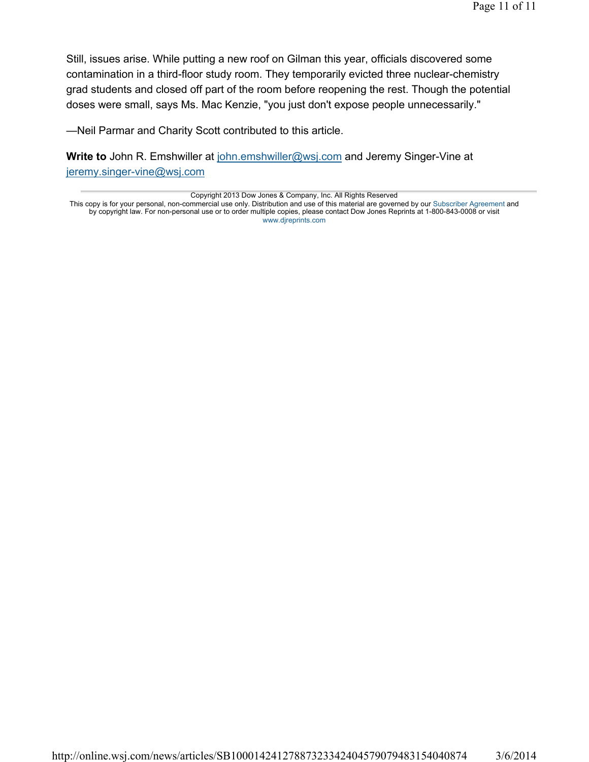Still, issues arise. While putting a new roof on Gilman this year, officials discovered some contamination in a third-floor study room. They temporarily evicted three nuclear-chemistry grad students and closed off part of the room before reopening the rest. Though the potential doses were small, says Ms. Mac Kenzie, "you just don't expose people unnecessarily."

—Neil Parmar and Charity Scott contributed to this article.

**Write to** John R. Emshwiller at john.emshwiller@wsj.com and Jeremy Singer-Vine at jeremy.singer-vine@wsj.com

---

Copyright 2013 Dow Jones & Company, Inc. All Rights Reserved
This copy is for your personal, non-commercial use only. Distribution and use of this material are governed by our Subscriber Agreement and by copyright law. For non-personal use or to order multiple copies, please contact Dow Jones Reprints at 1-800-843-0008 or visit www.djreprints.com